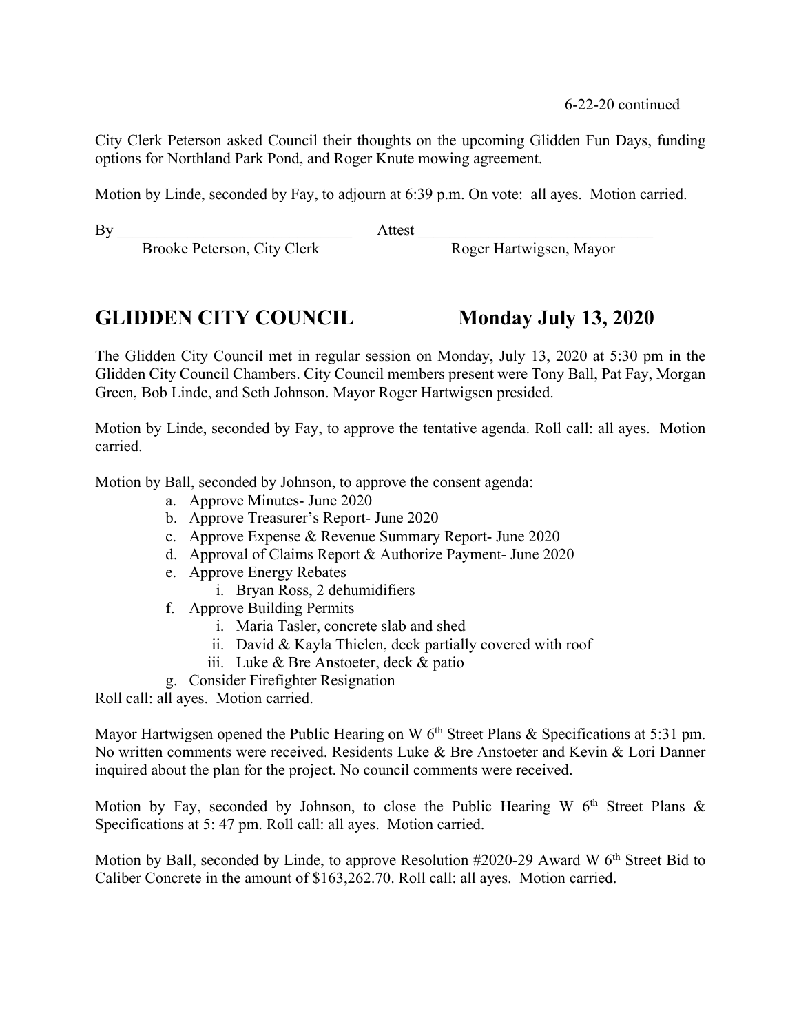6-22-20 continued

City Clerk Peterson asked Council their thoughts on the upcoming Glidden Fun Days, funding options for Northland Park Pond, and Roger Knute mowing agreement.

Motion by Linde, seconded by Fay, to adjourn at 6:39 p.m. On vote: all ayes. Motion carried.

By ______________________________ Attest ______________________________
Brooke Peterson, City Clerk Roger Hartwigsen, Mayor

## GLIDDEN CITY COUNCIL Monday July 13, 2020

The Glidden City Council met in regular session on Monday, July 13, 2020 at 5:30 pm in the Glidden City Council Chambers. City Council members present were Tony Ball, Pat Fay, Morgan Green, Bob Linde, and Seth Johnson. Mayor Roger Hartwigsen presided.

Motion by Linde, seconded by Fay, to approve the tentative agenda. Roll call: all ayes. Motion carried.

Motion by Ball, seconded by Johnson, to approve the consent agenda:

a. Approve Minutes- June 2020
b. Approve Treasurer's Report- June 2020
c. Approve Expense & Revenue Summary Report- June 2020
d. Approval of Claims Report & Authorize Payment- June 2020
e. Approve Energy Rebates
   i. Bryan Ross, 2 dehumidifiers
f. Approve Building Permits
   i. Maria Tasler, concrete slab and shed
   ii. David & Kayla Thielen, deck partially covered with roof
   iii. Luke & Bre Anstoeter, deck & patio
g. Consider Firefighter Resignation

Roll call: all ayes. Motion carried.

Mayor Hartwigsen opened the Public Hearing on W 6th Street Plans & Specifications at 5:31 pm. No written comments were received. Residents Luke & Bre Anstoeter and Kevin & Lori Danner inquired about the plan for the project. No council comments were received.

Motion by Fay, seconded by Johnson, to close the Public Hearing W 6th Street Plans & Specifications at 5: 47 pm. Roll call: all ayes. Motion carried.

Motion by Ball, seconded by Linde, to approve Resolution #2020-29 Award W 6th Street Bid to Caliber Concrete in the amount of $163,262.70. Roll call: all ayes. Motion carried.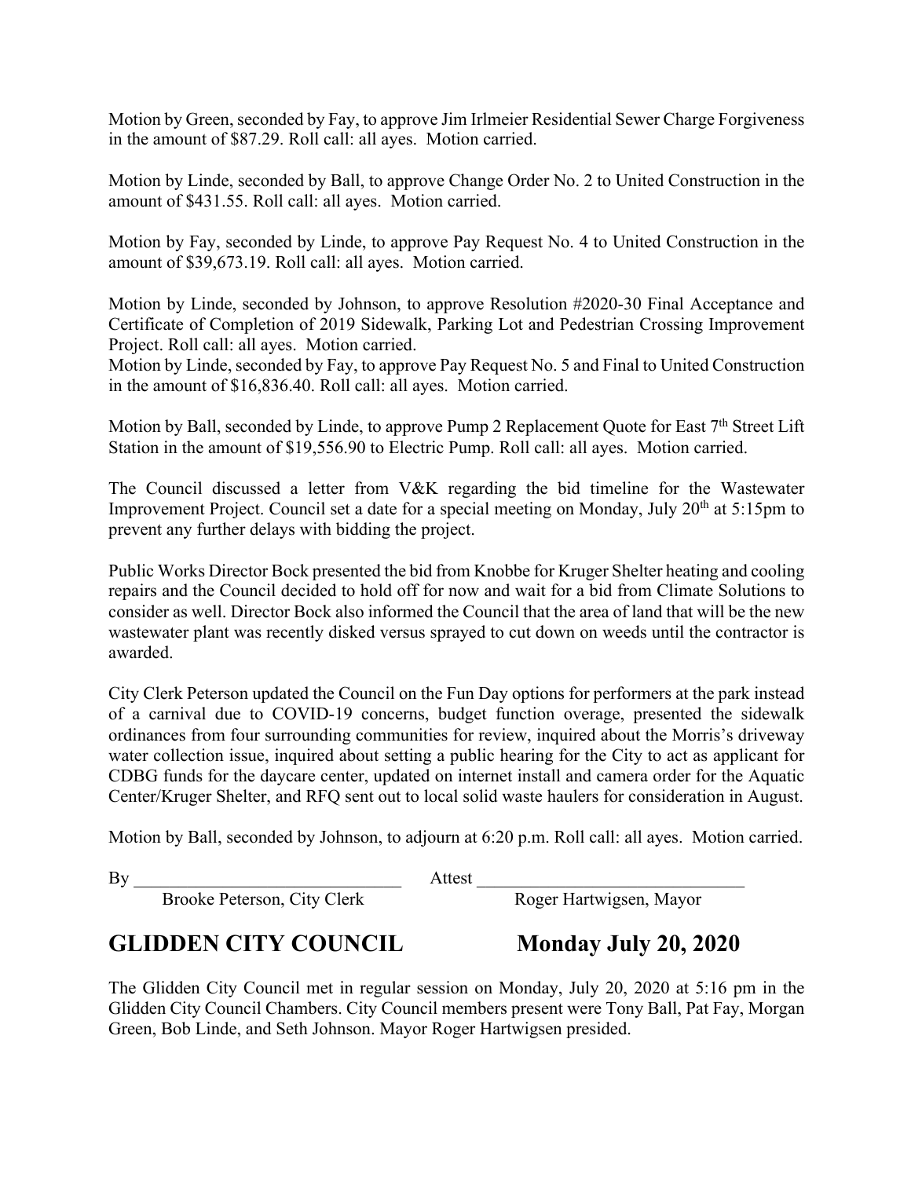Motion by Green, seconded by Fay, to approve Jim Irlmeier Residential Sewer Charge Forgiveness in the amount of $87.29. Roll call: all ayes. Motion carried.

Motion by Linde, seconded by Ball, to approve Change Order No. 2 to United Construction in the amount of $431.55. Roll call: all ayes. Motion carried.

Motion by Fay, seconded by Linde, to approve Pay Request No. 4 to United Construction in the amount of $39,673.19. Roll call: all ayes. Motion carried.

Motion by Linde, seconded by Johnson, to approve Resolution #2020-30 Final Acceptance and Certificate of Completion of 2019 Sidewalk, Parking Lot and Pedestrian Crossing Improvement Project. Roll call: all ayes. Motion carried.
Motion by Linde, seconded by Fay, to approve Pay Request No. 5 and Final to United Construction in the amount of $16,836.40. Roll call: all ayes. Motion carried.

Motion by Ball, seconded by Linde, to approve Pump 2 Replacement Quote for East 7th Street Lift Station in the amount of $19,556.90 to Electric Pump. Roll call: all ayes. Motion carried.

The Council discussed a letter from V&K regarding the bid timeline for the Wastewater Improvement Project. Council set a date for a special meeting on Monday, July 20th at 5:15pm to prevent any further delays with bidding the project.

Public Works Director Bock presented the bid from Knobbe for Kruger Shelter heating and cooling repairs and the Council decided to hold off for now and wait for a bid from Climate Solutions to consider as well. Director Bock also informed the Council that the area of land that will be the new wastewater plant was recently disked versus sprayed to cut down on weeds until the contractor is awarded.

City Clerk Peterson updated the Council on the Fun Day options for performers at the park instead of a carnival due to COVID-19 concerns, budget function overage, presented the sidewalk ordinances from four surrounding communities for review, inquired about the Morris's driveway water collection issue, inquired about setting a public hearing for the City to act as applicant for CDBG funds for the daycare center, updated on internet install and camera order for the Aquatic Center/Kruger Shelter, and RFQ sent out to local solid waste haulers for consideration in August.

Motion by Ball, seconded by Johnson, to adjourn at 6:20 p.m. Roll call: all ayes. Motion carried.

By ______________________________ Attest ______________________________
Brooke Peterson, City Clerk Roger Hartwigsen, Mayor

## GLIDDEN CITY COUNCIL Monday July 20, 2020

The Glidden City Council met in regular session on Monday, July 20, 2020 at 5:16 pm in the Glidden City Council Chambers. City Council members present were Tony Ball, Pat Fay, Morgan Green, Bob Linde, and Seth Johnson. Mayor Roger Hartwigsen presided.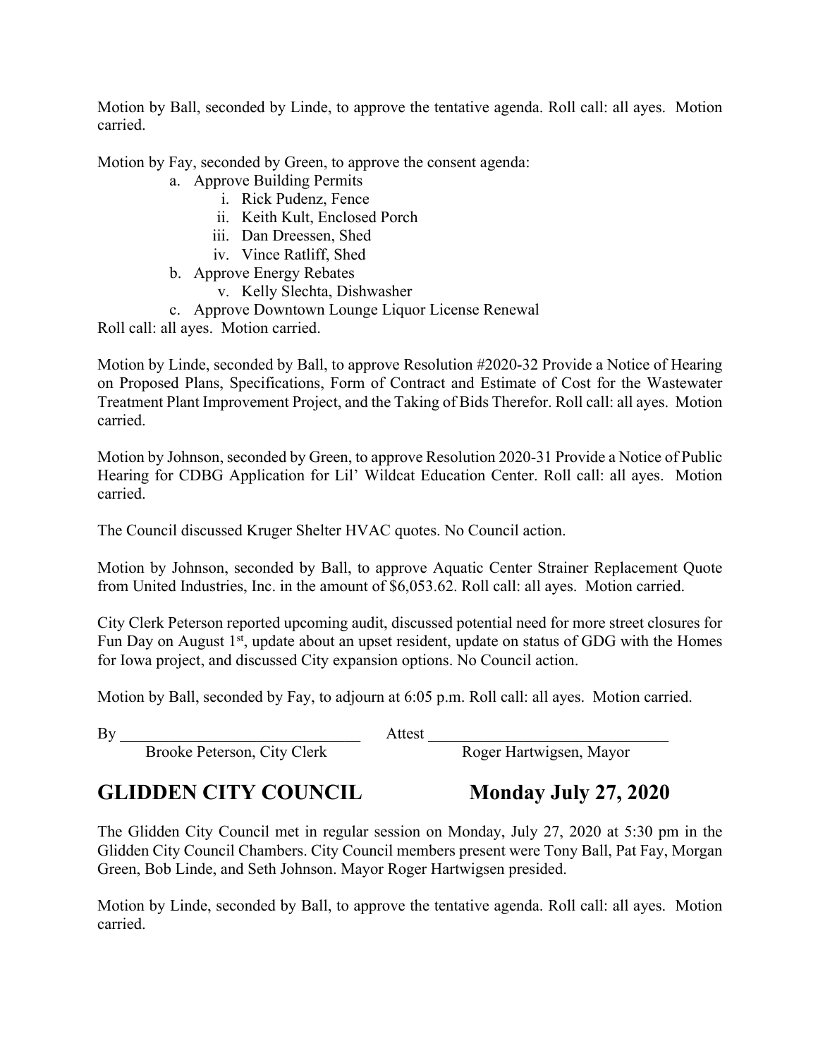Motion by Ball, seconded by Linde, to approve the tentative agenda. Roll call: all ayes. Motion carried.

Motion by Fay, seconded by Green, to approve the consent agenda:

a. Approve Building Permits
   i. Rick Pudenz, Fence
   ii. Keith Kult, Enclosed Porch
   iii. Dan Dreessen, Shed
   iv. Vince Ratliff, Shed
b. Approve Energy Rebates
   v. Kelly Slechta, Dishwasher
c. Approve Downtown Lounge Liquor License Renewal

Roll call: all ayes. Motion carried.

Motion by Linde, seconded by Ball, to approve Resolution #2020-32 Provide a Notice of Hearing on Proposed Plans, Specifications, Form of Contract and Estimate of Cost for the Wastewater Treatment Plant Improvement Project, and the Taking of Bids Therefor. Roll call: all ayes. Motion carried.

Motion by Johnson, seconded by Green, to approve Resolution 2020-31 Provide a Notice of Public Hearing for CDBG Application for Lil' Wildcat Education Center. Roll call: all ayes. Motion carried.

The Council discussed Kruger Shelter HVAC quotes. No Council action.

Motion by Johnson, seconded by Ball, to approve Aquatic Center Strainer Replacement Quote from United Industries, Inc. in the amount of $6,053.62. Roll call: all ayes. Motion carried.

City Clerk Peterson reported upcoming audit, discussed potential need for more street closures for Fun Day on August 1st, update about an upset resident, update on status of GDG with the Homes for Iowa project, and discussed City expansion options. No Council action.

Motion by Ball, seconded by Fay, to adjourn at 6:05 p.m. Roll call: all ayes. Motion carried.

By ______________________________ Attest ______________________________

Brooke Peterson, City Clerk Roger Hartwigsen, Mayor

## GLIDDEN CITY COUNCIL Monday July 27, 2020

The Glidden City Council met in regular session on Monday, July 27, 2020 at 5:30 pm in the Glidden City Council Chambers. City Council members present were Tony Ball, Pat Fay, Morgan Green, Bob Linde, and Seth Johnson. Mayor Roger Hartwigsen presided.

Motion by Linde, seconded by Ball, to approve the tentative agenda. Roll call: all ayes. Motion carried.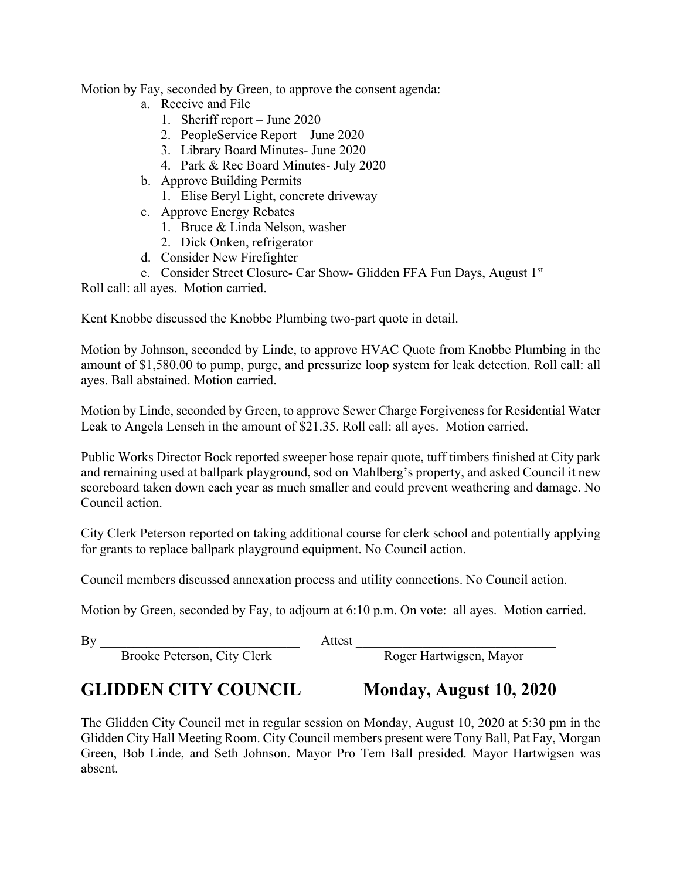Motion by Fay, seconded by Green, to approve the consent agenda:

a. Receive and File
   1. Sheriff report – June 2020
   2. PeopleService Report – June 2020
   3. Library Board Minutes- June 2020
   4. Park & Rec Board Minutes- July 2020
b. Approve Building Permits
   1. Elise Beryl Light, concrete driveway
c. Approve Energy Rebates
   1. Bruce & Linda Nelson, washer
   2. Dick Onken, refrigerator
d. Consider New Firefighter
e. Consider Street Closure- Car Show- Glidden FFA Fun Days, August 1st

Roll call: all ayes. Motion carried.

Kent Knobbe discussed the Knobbe Plumbing two-part quote in detail.

Motion by Johnson, seconded by Linde, to approve HVAC Quote from Knobbe Plumbing in the amount of $1,580.00 to pump, purge, and pressurize loop system for leak detection. Roll call: all ayes. Ball abstained. Motion carried.

Motion by Linde, seconded by Green, to approve Sewer Charge Forgiveness for Residential Water Leak to Angela Lensch in the amount of $21.35. Roll call: all ayes. Motion carried.

Public Works Director Bock reported sweeper hose repair quote, tuff timbers finished at City park and remaining used at ballpark playground, sod on Mahlberg's property, and asked Council it new scoreboard taken down each year as much smaller and could prevent weathering and damage. No Council action.

City Clerk Peterson reported on taking additional course for clerk school and potentially applying for grants to replace ballpark playground equipment. No Council action.

Council members discussed annexation process and utility connections. No Council action.

Motion by Green, seconded by Fay, to adjourn at 6:10 p.m. On vote: all ayes. Motion carried.

By ______________________________ Attest ______________________________

Brooke Peterson, City Clerk Roger Hartwigsen, Mayor

## GLIDDEN CITY COUNCIL Monday, August 10, 2020

The Glidden City Council met in regular session on Monday, August 10, 2020 at 5:30 pm in the Glidden City Hall Meeting Room. City Council members present were Tony Ball, Pat Fay, Morgan Green, Bob Linde, and Seth Johnson. Mayor Pro Tem Ball presided. Mayor Hartwigsen was absent.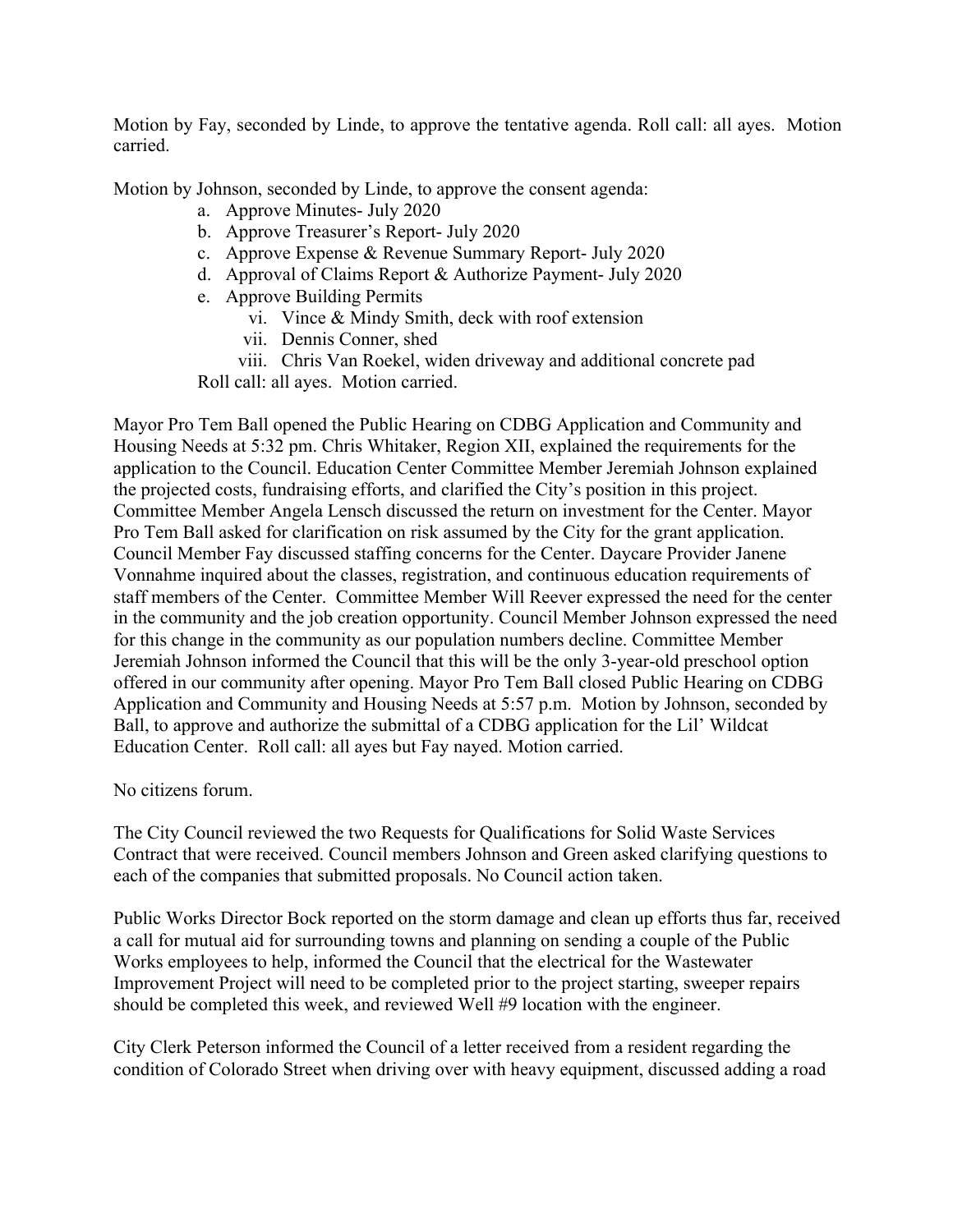Motion by Fay, seconded by Linde, to approve the tentative agenda. Roll call: all ayes. Motion carried.

Motion by Johnson, seconded by Linde, to approve the consent agenda:

- a. Approve Minutes- July 2020
- b. Approve Treasurer's Report- July 2020
- c. Approve Expense & Revenue Summary Report- July 2020
- d. Approval of Claims Report & Authorize Payment- July 2020
- e. Approve Building Permits
  - vi. Vince & Mindy Smith, deck with roof extension
  - vii. Dennis Conner, shed
  - viii. Chris Van Roekel, widen driveway and additional concrete pad

Roll call: all ayes. Motion carried.

Mayor Pro Tem Ball opened the Public Hearing on CDBG Application and Community and Housing Needs at 5:32 pm. Chris Whitaker, Region XII, explained the requirements for the application to the Council. Education Center Committee Member Jeremiah Johnson explained the projected costs, fundraising efforts, and clarified the City's position in this project. Committee Member Angela Lensch discussed the return on investment for the Center. Mayor Pro Tem Ball asked for clarification on risk assumed by the City for the grant application. Council Member Fay discussed staffing concerns for the Center. Daycare Provider Janene Vonnahme inquired about the classes, registration, and continuous education requirements of staff members of the Center. Committee Member Will Reever expressed the need for the center in the community and the job creation opportunity. Council Member Johnson expressed the need for this change in the community as our population numbers decline. Committee Member Jeremiah Johnson informed the Council that this will be the only 3-year-old preschool option offered in our community after opening. Mayor Pro Tem Ball closed Public Hearing on CDBG Application and Community and Housing Needs at 5:57 p.m. Motion by Johnson, seconded by Ball, to approve and authorize the submittal of a CDBG application for the Lil' Wildcat Education Center. Roll call: all ayes but Fay nayed. Motion carried.

No citizens forum.

The City Council reviewed the two Requests for Qualifications for Solid Waste Services Contract that were received. Council members Johnson and Green asked clarifying questions to each of the companies that submitted proposals. No Council action taken.

Public Works Director Bock reported on the storm damage and clean up efforts thus far, received a call for mutual aid for surrounding towns and planning on sending a couple of the Public Works employees to help, informed the Council that the electrical for the Wastewater Improvement Project will need to be completed prior to the project starting, sweeper repairs should be completed this week, and reviewed Well #9 location with the engineer.

City Clerk Peterson informed the Council of a letter received from a resident regarding the condition of Colorado Street when driving over with heavy equipment, discussed adding a road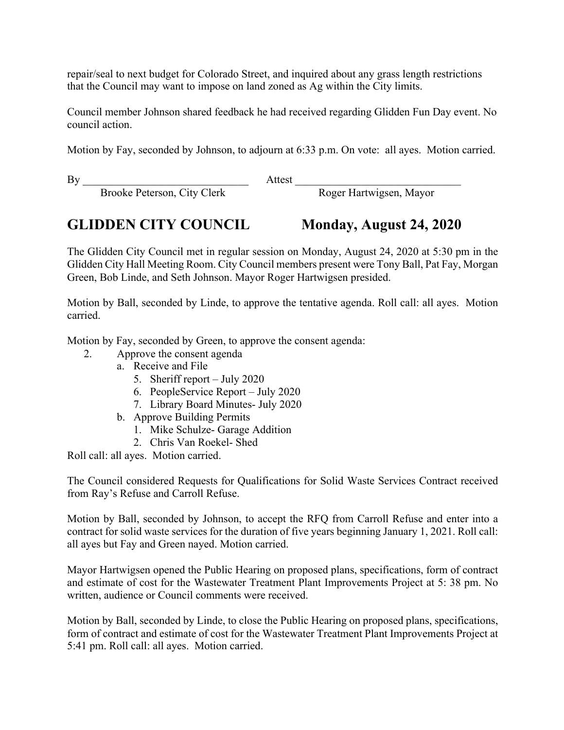repair/seal to next budget for Colorado Street, and inquired about any grass length restrictions that the Council may want to impose on land zoned as Ag within the City limits.

Council member Johnson shared feedback he had received regarding Glidden Fun Day event. No council action.

Motion by Fay, seconded by Johnson, to adjourn at 6:33 p.m. On vote: all ayes. Motion carried.

By _______________________________ Attest _______________________________
Brooke Peterson, City Clerk Roger Hartwigsen, Mayor

## GLIDDEN CITY COUNCIL Monday, August 24, 2020

The Glidden City Council met in regular session on Monday, August 24, 2020 at 5:30 pm in the Glidden City Hall Meeting Room. City Council members present were Tony Ball, Pat Fay, Morgan Green, Bob Linde, and Seth Johnson. Mayor Roger Hartwigsen presided.

Motion by Ball, seconded by Linde, to approve the tentative agenda. Roll call: all ayes. Motion carried.

Motion by Fay, seconded by Green, to approve the consent agenda:

2. Approve the consent agenda
   a. Receive and File
      5. Sheriff report – July 2020
      6. PeopleService Report – July 2020
      7. Library Board Minutes- July 2020
   b. Approve Building Permits
      1. Mike Schulze- Garage Addition
      2. Chris Van Roekel- Shed

Roll call: all ayes. Motion carried.

The Council considered Requests for Qualifications for Solid Waste Services Contract received from Ray's Refuse and Carroll Refuse.

Motion by Ball, seconded by Johnson, to accept the RFQ from Carroll Refuse and enter into a contract for solid waste services for the duration of five years beginning January 1, 2021. Roll call: all ayes but Fay and Green nayed. Motion carried.

Mayor Hartwigsen opened the Public Hearing on proposed plans, specifications, form of contract and estimate of cost for the Wastewater Treatment Plant Improvements Project at 5: 38 pm. No written, audience or Council comments were received.

Motion by Ball, seconded by Linde, to close the Public Hearing on proposed plans, specifications, form of contract and estimate of cost for the Wastewater Treatment Plant Improvements Project at 5:41 pm. Roll call: all ayes. Motion carried.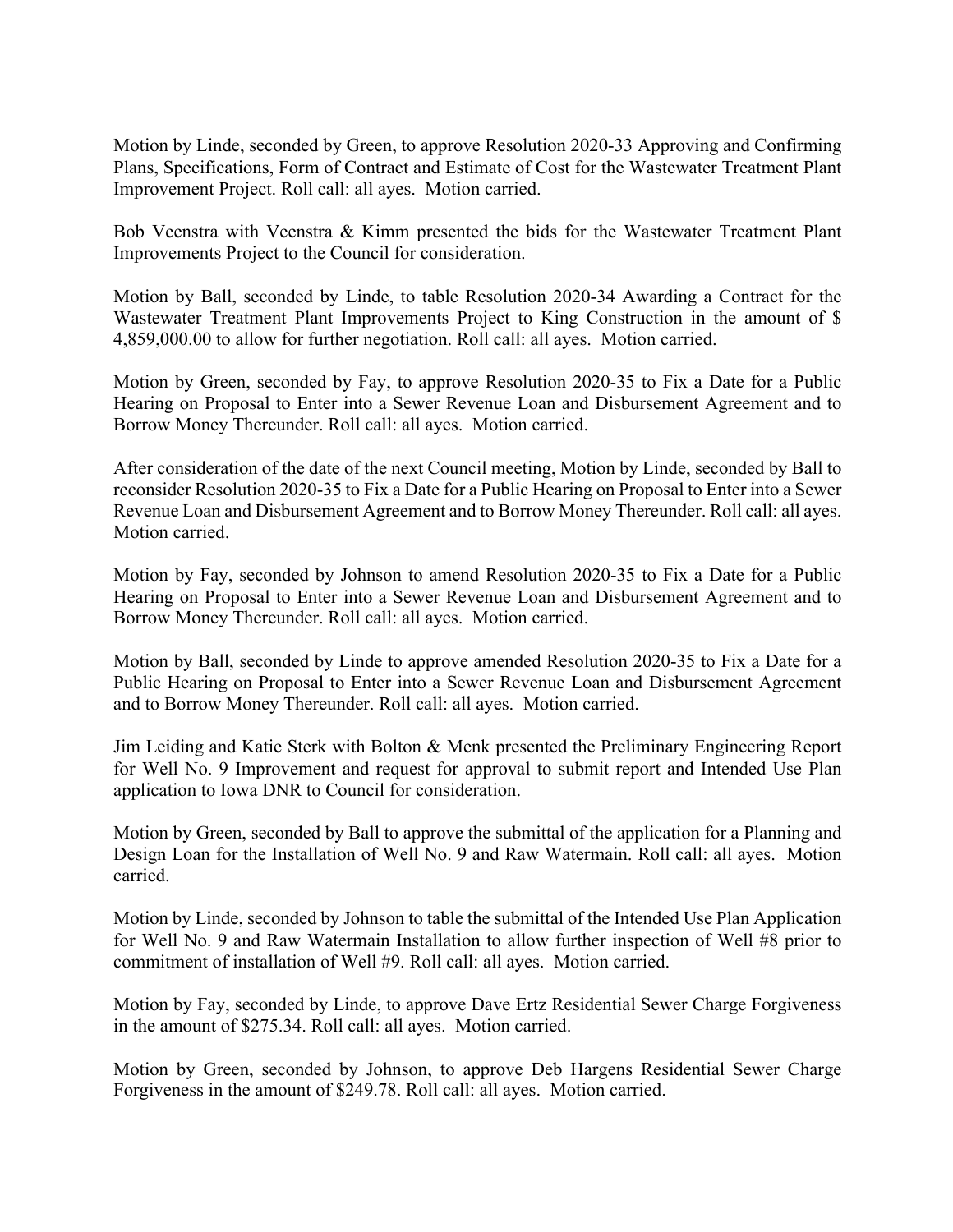Motion by Linde, seconded by Green, to approve Resolution 2020-33 Approving and Confirming Plans, Specifications, Form of Contract and Estimate of Cost for the Wastewater Treatment Plant Improvement Project. Roll call: all ayes. Motion carried.

Bob Veenstra with Veenstra & Kimm presented the bids for the Wastewater Treatment Plant Improvements Project to the Council for consideration.

Motion by Ball, seconded by Linde, to table Resolution 2020-34 Awarding a Contract for the Wastewater Treatment Plant Improvements Project to King Construction in the amount of $ 4,859,000.00 to allow for further negotiation. Roll call: all ayes. Motion carried.

Motion by Green, seconded by Fay, to approve Resolution 2020-35 to Fix a Date for a Public Hearing on Proposal to Enter into a Sewer Revenue Loan and Disbursement Agreement and to Borrow Money Thereunder. Roll call: all ayes. Motion carried.

After consideration of the date of the next Council meeting, Motion by Linde, seconded by Ball to reconsider Resolution 2020-35 to Fix a Date for a Public Hearing on Proposal to Enter into a Sewer Revenue Loan and Disbursement Agreement and to Borrow Money Thereunder. Roll call: all ayes. Motion carried.

Motion by Fay, seconded by Johnson to amend Resolution 2020-35 to Fix a Date for a Public Hearing on Proposal to Enter into a Sewer Revenue Loan and Disbursement Agreement and to Borrow Money Thereunder. Roll call: all ayes. Motion carried.

Motion by Ball, seconded by Linde to approve amended Resolution 2020-35 to Fix a Date for a Public Hearing on Proposal to Enter into a Sewer Revenue Loan and Disbursement Agreement and to Borrow Money Thereunder. Roll call: all ayes. Motion carried.

Jim Leiding and Katie Sterk with Bolton & Menk presented the Preliminary Engineering Report for Well No. 9 Improvement and request for approval to submit report and Intended Use Plan application to Iowa DNR to Council for consideration.

Motion by Green, seconded by Ball to approve the submittal of the application for a Planning and Design Loan for the Installation of Well No. 9 and Raw Watermain. Roll call: all ayes. Motion carried.

Motion by Linde, seconded by Johnson to table the submittal of the Intended Use Plan Application for Well No. 9 and Raw Watermain Installation to allow further inspection of Well #8 prior to commitment of installation of Well #9. Roll call: all ayes. Motion carried.

Motion by Fay, seconded by Linde, to approve Dave Ertz Residential Sewer Charge Forgiveness in the amount of $275.34. Roll call: all ayes. Motion carried.

Motion by Green, seconded by Johnson, to approve Deb Hargens Residential Sewer Charge Forgiveness in the amount of $249.78. Roll call: all ayes. Motion carried.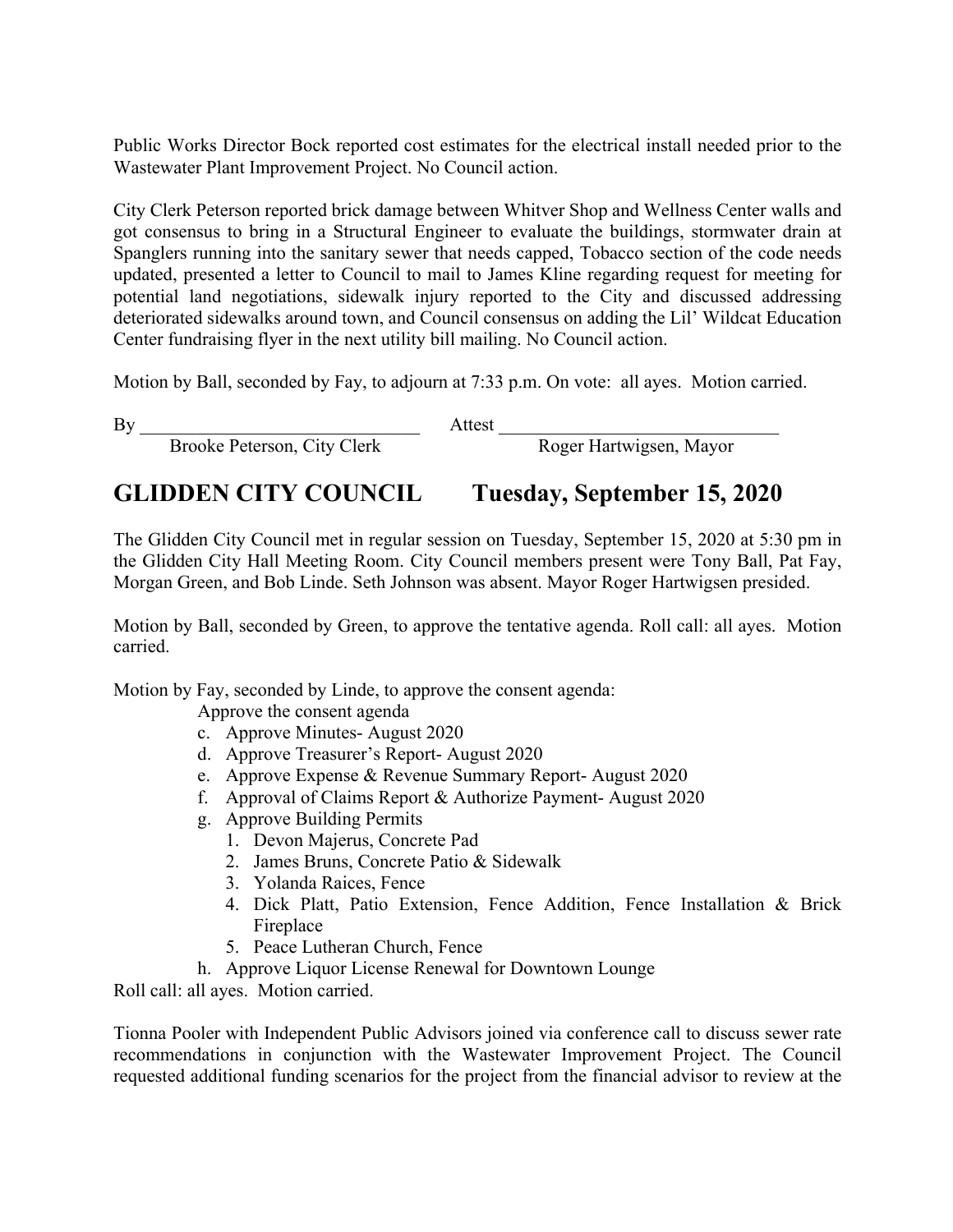Public Works Director Bock reported cost estimates for the electrical install needed prior to the Wastewater Plant Improvement Project. No Council action.

City Clerk Peterson reported brick damage between Whitver Shop and Wellness Center walls and got consensus to bring in a Structural Engineer to evaluate the buildings, stormwater drain at Spanglers running into the sanitary sewer that needs capped, Tobacco section of the code needs updated, presented a letter to Council to mail to James Kline regarding request for meeting for potential land negotiations, sidewalk injury reported to the City and discussed addressing deteriorated sidewalks around town, and Council consensus on adding the Lil' Wildcat Education Center fundraising flyer in the next utility bill mailing. No Council action.

Motion by Ball, seconded by Fay, to adjourn at 7:33 p.m. On vote: all ayes. Motion carried.

By ______________________________ Attest ______________________________
Brooke Peterson, City Clerk Roger Hartwigsen, Mayor

## GLIDDEN CITY COUNCIL Tuesday, September 15, 2020

The Glidden City Council met in regular session on Tuesday, September 15, 2020 at 5:30 pm in the Glidden City Hall Meeting Room. City Council members present were Tony Ball, Pat Fay, Morgan Green, and Bob Linde. Seth Johnson was absent. Mayor Roger Hartwigsen presided.

Motion by Ball, seconded by Green, to approve the tentative agenda. Roll call: all ayes. Motion carried.

Motion by Fay, seconded by Linde, to approve the consent agenda:

Approve the consent agenda

c. Approve Minutes- August 2020
d. Approve Treasurer's Report- August 2020
e. Approve Expense & Revenue Summary Report- August 2020
f. Approval of Claims Report & Authorize Payment- August 2020
g. Approve Building Permits
    1. Devon Majerus, Concrete Pad
    2. James Bruns, Concrete Patio & Sidewalk
    3. Yolanda Raices, Fence
    4. Dick Platt, Patio Extension, Fence Addition, Fence Installation & Brick Fireplace
    5. Peace Lutheran Church, Fence
h. Approve Liquor License Renewal for Downtown Lounge

Roll call: all ayes. Motion carried.

Tionna Pooler with Independent Public Advisors joined via conference call to discuss sewer rate recommendations in conjunction with the Wastewater Improvement Project. The Council requested additional funding scenarios for the project from the financial advisor to review at the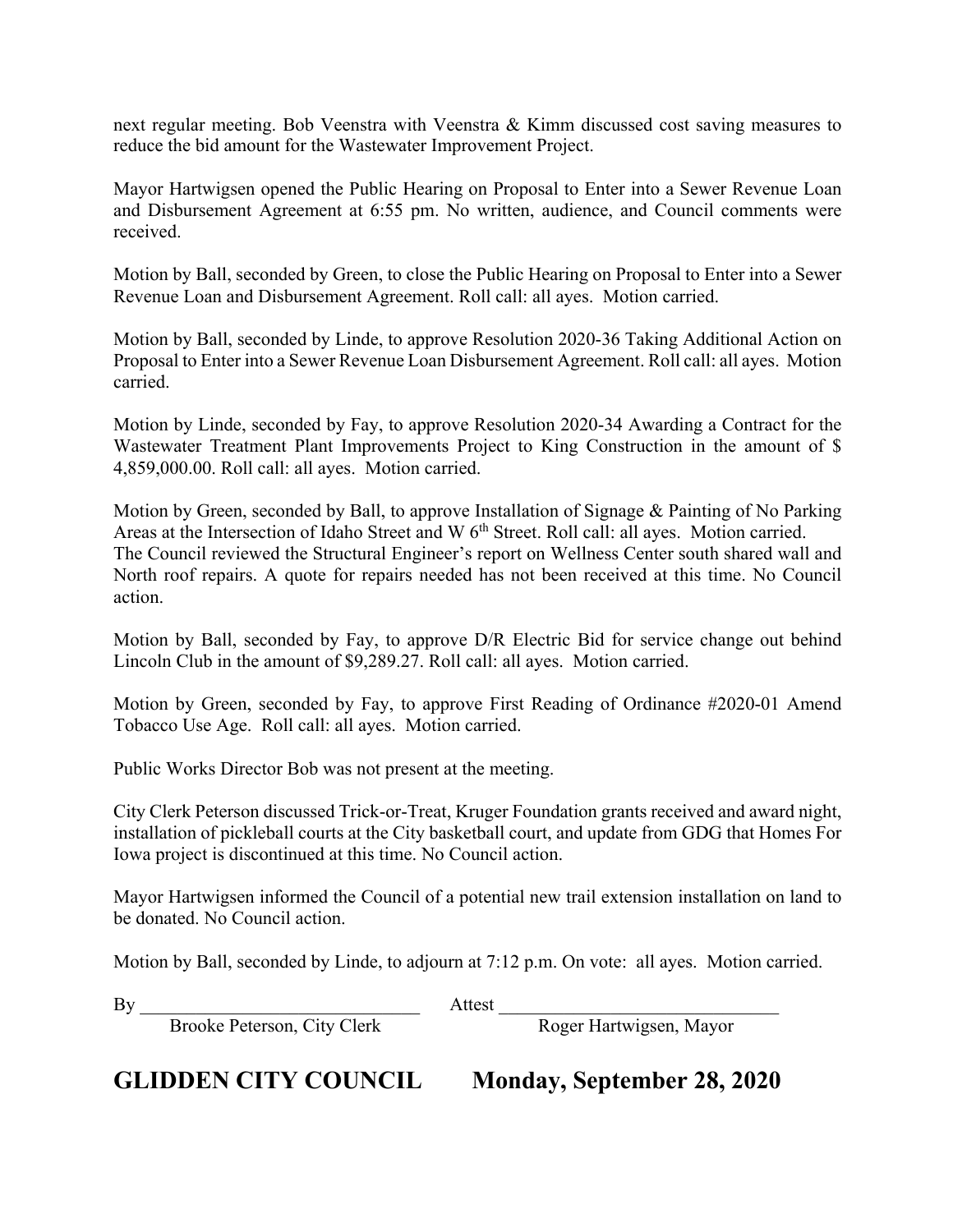next regular meeting. Bob Veenstra with Veenstra & Kimm discussed cost saving measures to reduce the bid amount for the Wastewater Improvement Project.

Mayor Hartwigsen opened the Public Hearing on Proposal to Enter into a Sewer Revenue Loan and Disbursement Agreement at 6:55 pm. No written, audience, and Council comments were received.

Motion by Ball, seconded by Green, to close the Public Hearing on Proposal to Enter into a Sewer Revenue Loan and Disbursement Agreement. Roll call: all ayes. Motion carried.

Motion by Ball, seconded by Linde, to approve Resolution 2020-36 Taking Additional Action on Proposal to Enter into a Sewer Revenue Loan Disbursement Agreement. Roll call: all ayes. Motion carried.

Motion by Linde, seconded by Fay, to approve Resolution 2020-34 Awarding a Contract for the Wastewater Treatment Plant Improvements Project to King Construction in the amount of $ 4,859,000.00. Roll call: all ayes. Motion carried.

Motion by Green, seconded by Ball, to approve Installation of Signage & Painting of No Parking Areas at the Intersection of Idaho Street and W 6th Street. Roll call: all ayes. Motion carried.
The Council reviewed the Structural Engineer's report on Wellness Center south shared wall and North roof repairs. A quote for repairs needed has not been received at this time. No Council action.

Motion by Ball, seconded by Fay, to approve D/R Electric Bid for service change out behind Lincoln Club in the amount of $9,289.27. Roll call: all ayes. Motion carried.

Motion by Green, seconded by Fay, to approve First Reading of Ordinance #2020-01 Amend Tobacco Use Age. Roll call: all ayes. Motion carried.

Public Works Director Bob was not present at the meeting.

City Clerk Peterson discussed Trick-or-Treat, Kruger Foundation grants received and award night, installation of pickleball courts at the City basketball court, and update from GDG that Homes For Iowa project is discontinued at this time. No Council action.

Mayor Hartwigsen informed the Council of a potential new trail extension installation on land to be donated. No Council action.

Motion by Ball, seconded by Linde, to adjourn at 7:12 p.m. On vote: all ayes. Motion carried.

By ______________________________ Attest ______________________________
Brooke Peterson, City Clerk Roger Hartwigsen, Mayor

# GLIDDEN CITY COUNCIL Monday, September 28, 2020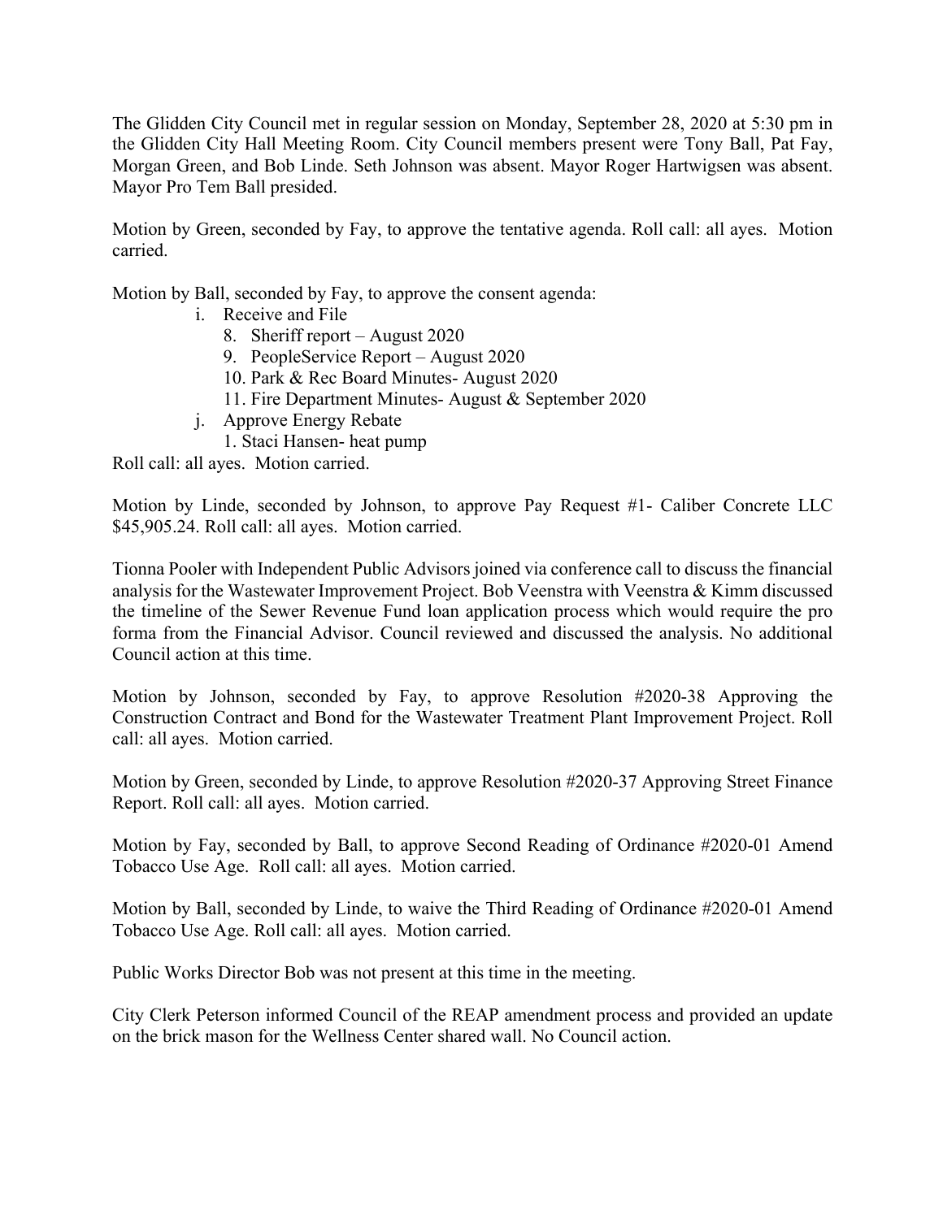The Glidden City Council met in regular session on Monday, September 28, 2020 at 5:30 pm in the Glidden City Hall Meeting Room. City Council members present were Tony Ball, Pat Fay, Morgan Green, and Bob Linde. Seth Johnson was absent. Mayor Roger Hartwigsen was absent. Mayor Pro Tem Ball presided.

Motion by Green, seconded by Fay, to approve the tentative agenda. Roll call: all ayes. Motion carried.

Motion by Ball, seconded by Fay, to approve the consent agenda:

- i. Receive and File
  - 8. Sheriff report – August 2020
  - 9. PeopleService Report – August 2020
  - 10. Park & Rec Board Minutes- August 2020
  - 11. Fire Department Minutes- August & September 2020
- j. Approve Energy Rebate
  - 1. Staci Hansen- heat pump

Roll call: all ayes. Motion carried.

Motion by Linde, seconded by Johnson, to approve Pay Request #1- Caliber Concrete LLC $45,905.24. Roll call: all ayes. Motion carried.

Tionna Pooler with Independent Public Advisors joined via conference call to discuss the financial analysis for the Wastewater Improvement Project. Bob Veenstra with Veenstra & Kimm discussed the timeline of the Sewer Revenue Fund loan application process which would require the pro forma from the Financial Advisor. Council reviewed and discussed the analysis. No additional Council action at this time.

Motion by Johnson, seconded by Fay, to approve Resolution #2020-38 Approving the Construction Contract and Bond for the Wastewater Treatment Plant Improvement Project. Roll call: all ayes. Motion carried.

Motion by Green, seconded by Linde, to approve Resolution #2020-37 Approving Street Finance Report. Roll call: all ayes. Motion carried.

Motion by Fay, seconded by Ball, to approve Second Reading of Ordinance #2020-01 Amend Tobacco Use Age. Roll call: all ayes. Motion carried.

Motion by Ball, seconded by Linde, to waive the Third Reading of Ordinance #2020-01 Amend Tobacco Use Age. Roll call: all ayes. Motion carried.

Public Works Director Bob was not present at this time in the meeting.

City Clerk Peterson informed Council of the REAP amendment process and provided an update on the brick mason for the Wellness Center shared wall. No Council action.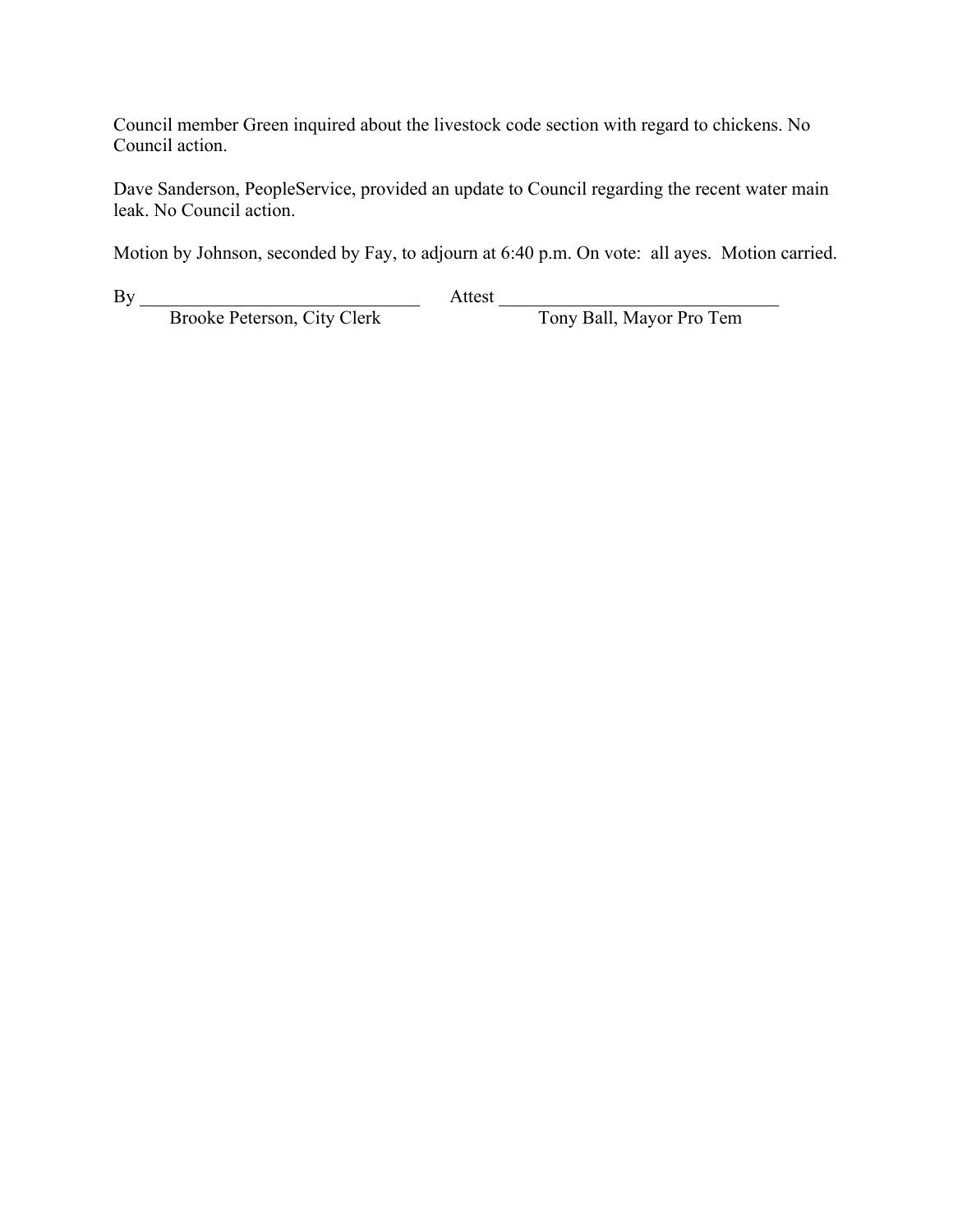Council member Green inquired about the livestock code section with regard to chickens. No Council action.

Dave Sanderson, PeopleService, provided an update to Council regarding the recent water main leak. No Council action.

Motion by Johnson, seconded by Fay, to adjourn at 6:40 p.m. On vote: all ayes. Motion carried.

By ______________________________ Attest ______________________________

Brooke Peterson, City Clerk Tony Ball, Mayor Pro Tem